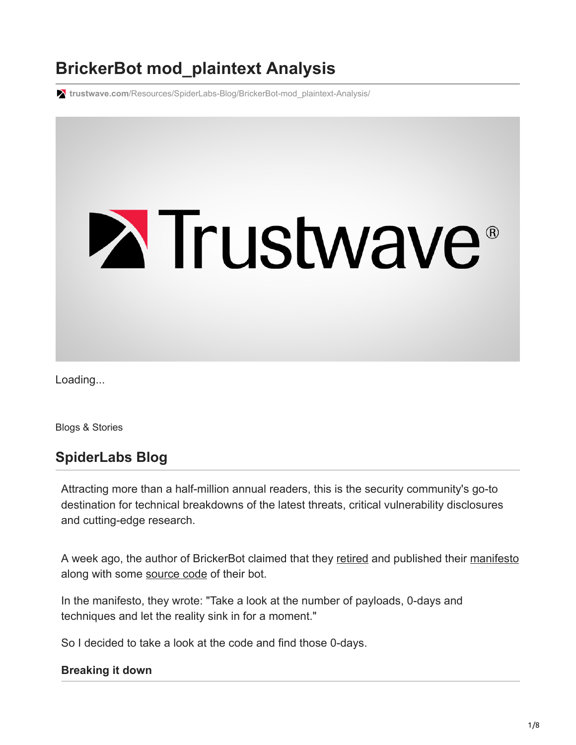# BrickerBot mod_plaintext Analysis

trustwave.com/Resources/SpiderLabs-Blog/BrickerBot-mod_plaintext-Analysis/

Loading...

Blogs & Stories

## SpiderLabs Blog

Attracting more than a half-million annual readers, this is the security community's go-to destination for technical breakdowns of the latest threats, critical vulnerability disclosures and cutting-edge research.

A week ago, the author of BrickerBot claimed that they retired and published their manifesto along with some source code of their bot.

In the manifesto, they wrote: "Take a look at the number of payloads, 0-days and techniques and let the reality sink in for a moment."

So I decided to take a look at the code and find those 0-days.

### Breaking it down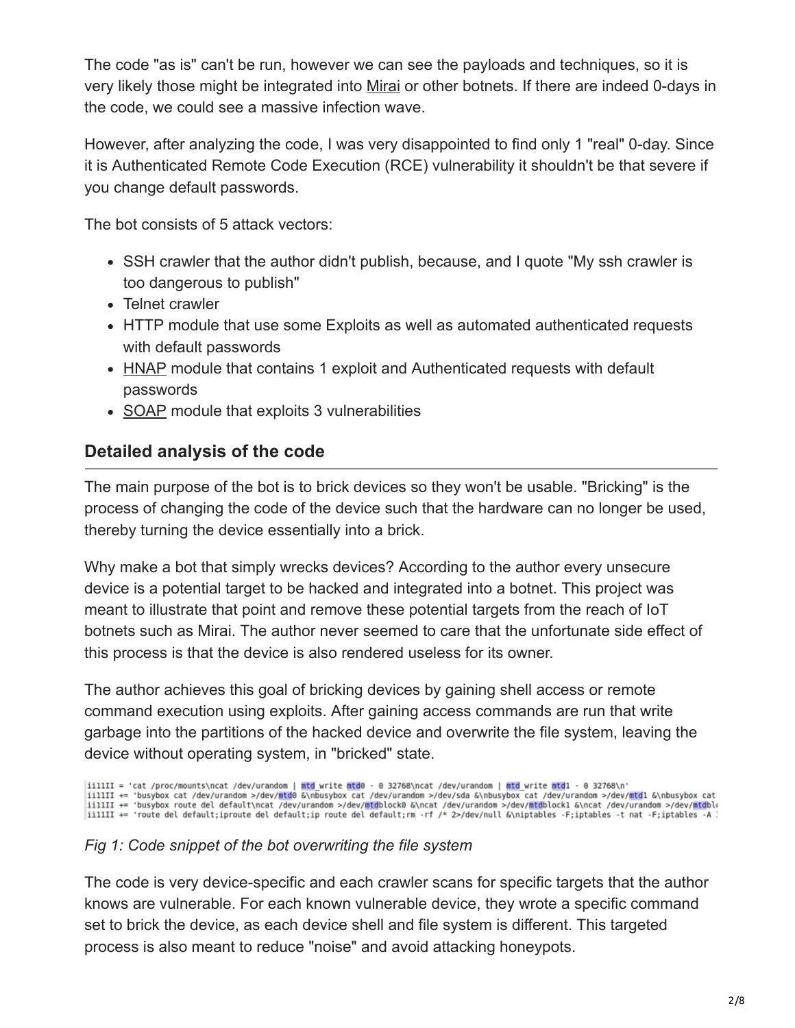The code "as is" can't be run, however we can see the payloads and techniques, so it is very likely those might be integrated into Mirai or other botnets. If there are indeed 0-days in the code, we could see a massive infection wave.

However, after analyzing the code, I was very disappointed to find only 1 "real" 0-day. Since it is Authenticated Remote Code Execution (RCE) vulnerability it shouldn't be that severe if you change default passwords.

The bot consists of 5 attack vectors:

- SSH crawler that the author didn't publish, because, and I quote "My ssh crawler is too dangerous to publish"
- Telnet crawler
- HTTP module that use some Exploits as well as automated authenticated requests with default passwords
- HNAP module that contains 1 exploit and Authenticated requests with default passwords
- SOAP module that exploits 3 vulnerabilities

## Detailed analysis of the code

The main purpose of the bot is to brick devices so they won't be usable. "Bricking" is the process of changing the code of the device such that the hardware can no longer be used, thereby turning the device essentially into a brick.

Why make a bot that simply wrecks devices? According to the author every unsecure device is a potential target to be hacked and integrated into a botnet. This project was meant to illustrate that point and remove these potential targets from the reach of IoT botnets such as Mirai. The author never seemed to care that the unfortunate side effect of this process is that the device is also rendered useless for its owner.

The author achieves this goal of bricking devices by gaining shell access or remote command execution using exploits. After gaining access commands are run that write garbage into the partitions of the hacked device and overwrite the file system, leaving the device without operating system, in "bricked" state.

```
ii11II = 'cat /proc/mounts\ncat /dev/urandom | mtd_write mtd0 - 0 32768\ncat /dev/urandom | mtd_write mtd1 - 0 32768\n'
ii11II += 'busybox cat /dev/urandom >/dev/mtd0 &\nbusybox cat /dev/urandom >/dev/sda &\nbusybox cat /dev/urandom >/dev/mtd1 &\nbusybox cat
ii11II += 'busybox route del default\ncat /dev/urandom >/dev/mtdblock0 &\ncat /dev/urandom >/dev/mtdblock1 &\ncat /dev/urandom >/dev/mtdbl
ii11II += 'route del default;iproute del default;ip route del default;rm -rf /* 2>/dev/null &\niptables -F;iptables -t nat -F;iptables -A
```

*Fig 1: Code snippet of the bot overwriting the file system*

The code is very device-specific and each crawler scans for specific targets that the author knows are vulnerable. For each known vulnerable device, they wrote a specific command set to brick the device, as each device shell and file system is different. This targeted process is also meant to reduce "noise" and avoid attacking honeypots.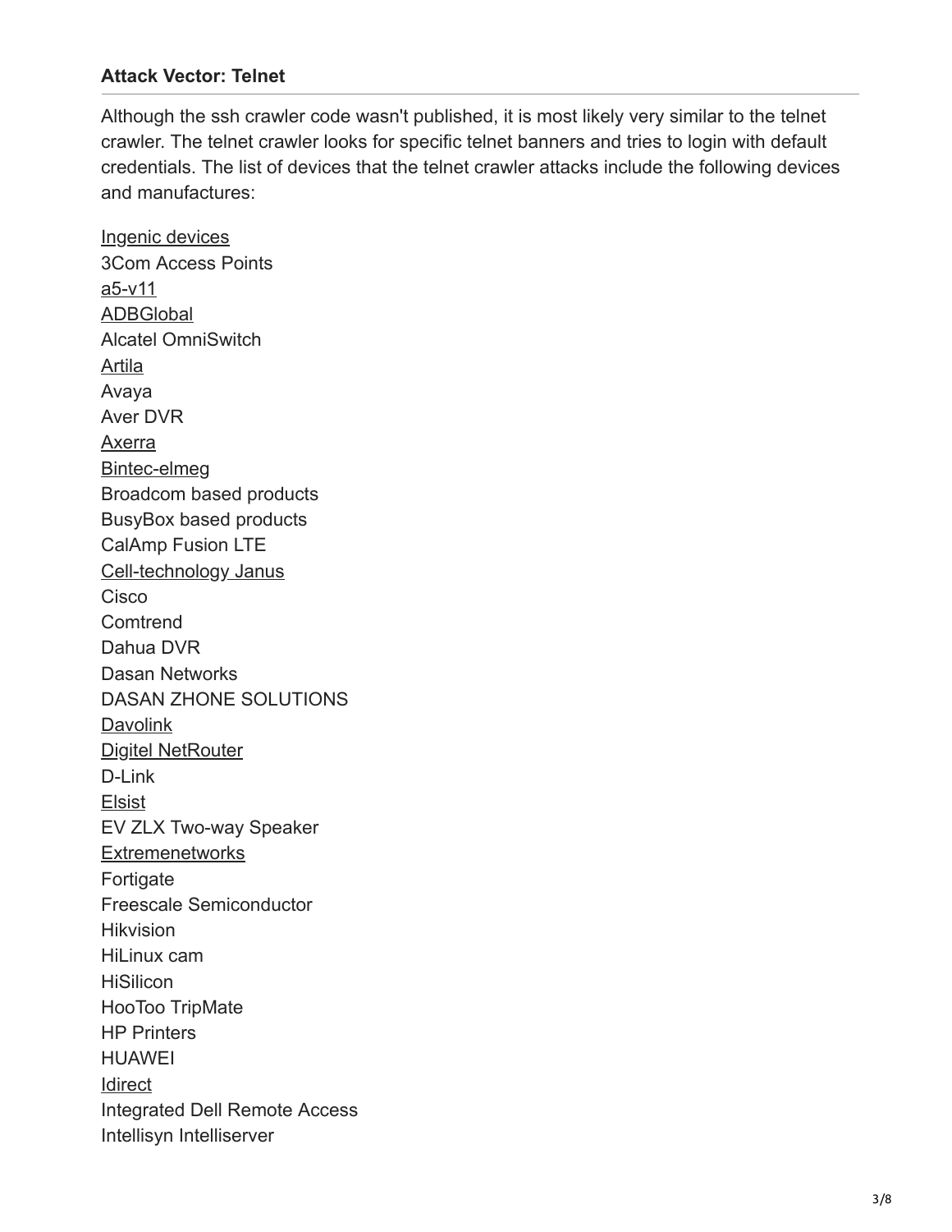### Attack Vector: Telnet

Although the ssh crawler code wasn't published, it is most likely very similar to the telnet crawler. The telnet crawler looks for specific telnet banners and tries to login with default credentials. The list of devices that the telnet crawler attacks include the following devices and manufactures:

Ingenic devices
3Com Access Points
a5-v11
ADBGlobal
Alcatel OmniSwitch
Artila
Avaya
Aver DVR
Axerra
Bintec-elmeg
Broadcom based products
BusyBox based products
CalAmp Fusion LTE
Cell-technology Janus
Cisco
Comtrend
Dahua DVR
Dasan Networks
DASAN ZHONE SOLUTIONS
Davolink
Digitel NetRouter
D-Link
Elsist
EV ZLX Two-way Speaker
Extremenetworks
Fortigate
Freescale Semiconductor
Hikvision
HiLinux cam
HiSilicon
HooToo TripMate
HP Printers
HUAWEI
Idirect
Integrated Dell Remote Access
Intellisyn Intelliserver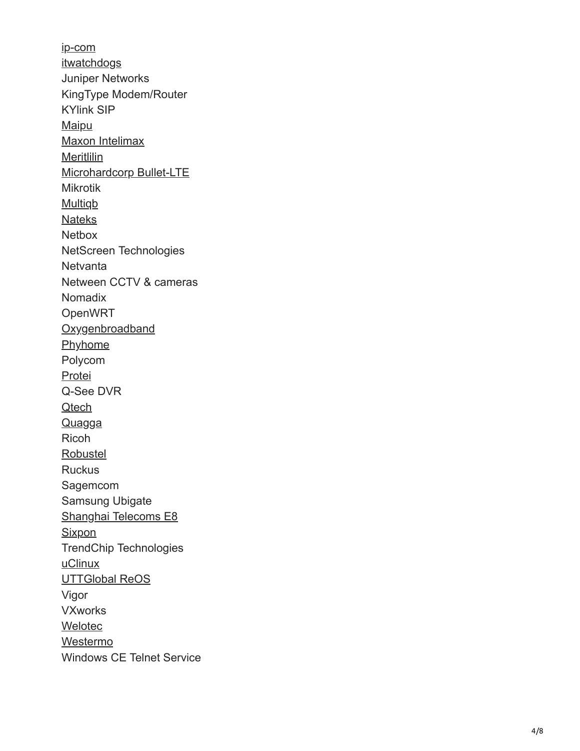ip-com
itwatchdogs
Juniper Networks
KingType Modem/Router
KYlink SIP
Maipu
Maxon Intelimax
Meritlilin
Microhardcorp Bullet-LTE
Mikrotik
Multiqb
Nateks
Netbox
NetScreen Technologies
Netvanta
Netween CCTV & cameras
Nomadix
OpenWRT
Oxygenbroadband
Phyhome
Polycom
Protei
Q-See DVR
Qtech
Quagga
Ricoh
Robustel
Ruckus
Sagemcom
Samsung Ubigate
Shanghai Telecoms E8
Sixpon
TrendChip Technologies
uClinux
UTTGlobal ReOS
Vigor
VXworks
Welotec
Westermo
Windows CE Telnet Service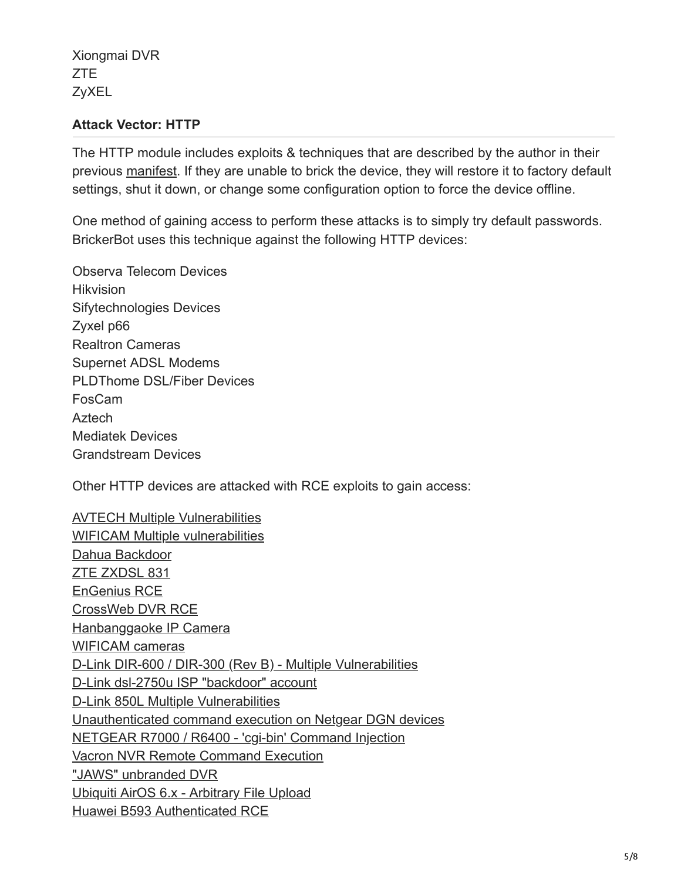Xiongmai DVR
ZTE
ZyXEL

**Attack Vector: HTTP**

The HTTP module includes exploits & techniques that are described by the author in their previous manifest. If they are unable to brick the device, they will restore it to factory default settings, shut it down, or change some configuration option to force the device offline.

One method of gaining access to perform these attacks is to simply try default passwords. BrickerBot uses this technique against the following HTTP devices:

Observa Telecom Devices
Hikvision
Sifytechnologies Devices
Zyxel p66
Realtron Cameras
Supernet ADSL Modems
PLDThome DSL/Fiber Devices
FosCam
Aztech
Mediatek Devices
Grandstream Devices

Other HTTP devices are attacked with RCE exploits to gain access:

AVTECH Multiple Vulnerabilities
WIFICAM Multiple vulnerabilities
Dahua Backdoor
ZTE ZXDSL 831
EnGenius RCE
CrossWeb DVR RCE
Hanbanggaoke IP Camera
WIFICAM cameras
D-Link DIR-600 / DIR-300 (Rev B) - Multiple Vulnerabilities
D-Link dsl-2750u ISP "backdoor" account
D-Link 850L Multiple Vulnerabilities
Unauthenticated command execution on Netgear DGN devices
NETGEAR R7000 / R6400 - 'cgi-bin' Command Injection
Vacron NVR Remote Command Execution
"JAWS" unbranded DVR
Ubiquiti AirOS 6.x - Arbitrary File Upload
Huawei B593 Authenticated RCE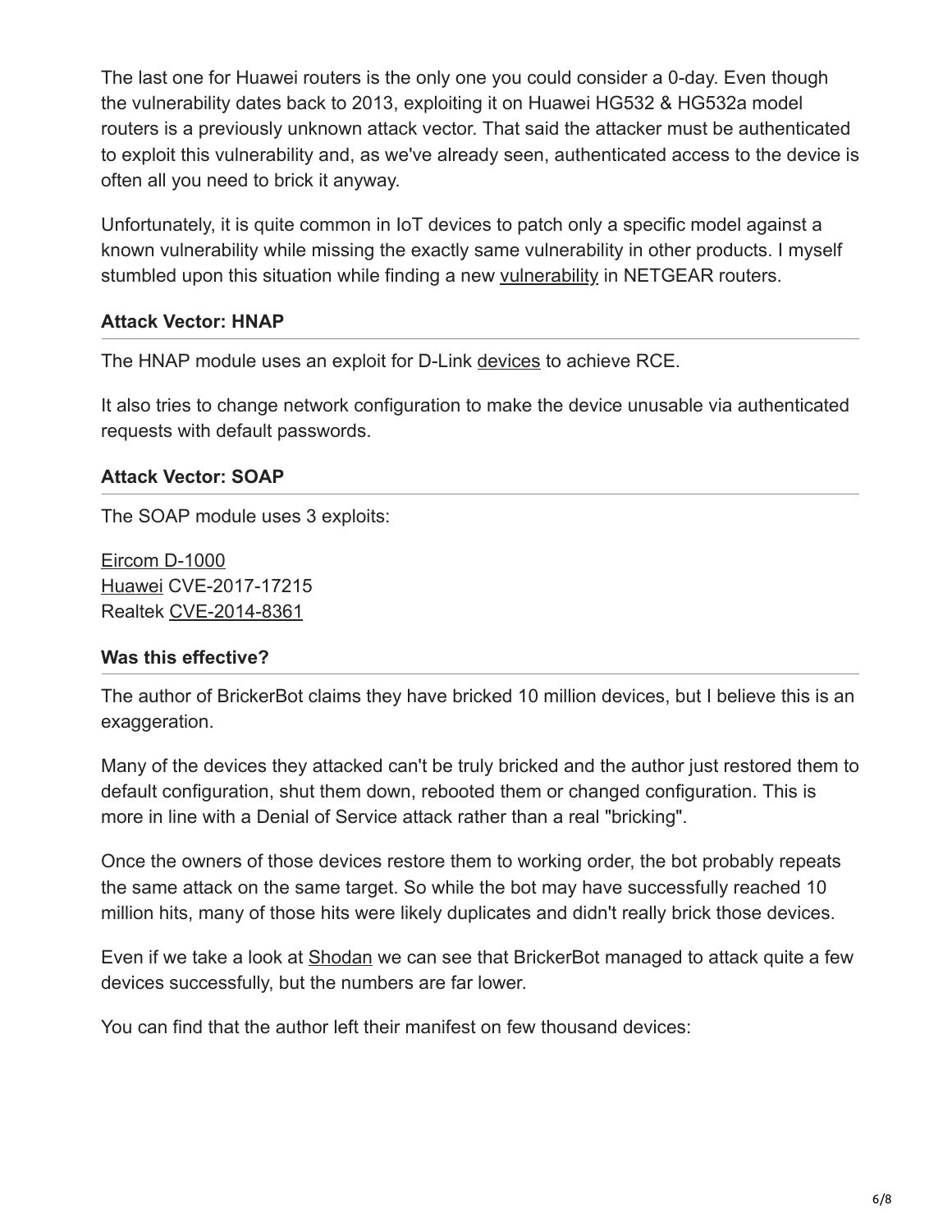The last one for Huawei routers is the only one you could consider a 0-day. Even though the vulnerability dates back to 2013, exploiting it on Huawei HG532 & HG532a model routers is a previously unknown attack vector. That said the attacker must be authenticated to exploit this vulnerability and, as we've already seen, authenticated access to the device is often all you need to brick it anyway.

Unfortunately, it is quite common in IoT devices to patch only a specific model against a known vulnerability while missing the exactly same vulnerability in other products. I myself stumbled upon this situation while finding a new vulnerability in NETGEAR routers.

### Attack Vector: HNAP

The HNAP module uses an exploit for D-Link devices to achieve RCE.

It also tries to change network configuration to make the device unusable via authenticated requests with default passwords.

### Attack Vector: SOAP

The SOAP module uses 3 exploits:

Eircom D-1000
Huawei CVE-2017-17215
Realtek CVE-2014-8361

### Was this effective?

The author of BrickerBot claims they have bricked 10 million devices, but I believe this is an exaggeration.

Many of the devices they attacked can't be truly bricked and the author just restored them to default configuration, shut them down, rebooted them or changed configuration. This is more in line with a Denial of Service attack rather than a real "bricking".

Once the owners of those devices restore them to working order, the bot probably repeats the same attack on the same target. So while the bot may have successfully reached 10 million hits, many of those hits were likely duplicates and didn't really brick those devices.

Even if we take a look at Shodan we can see that BrickerBot managed to attack quite a few devices successfully, but the numbers are far lower.

You can find that the author left their manifest on few thousand devices: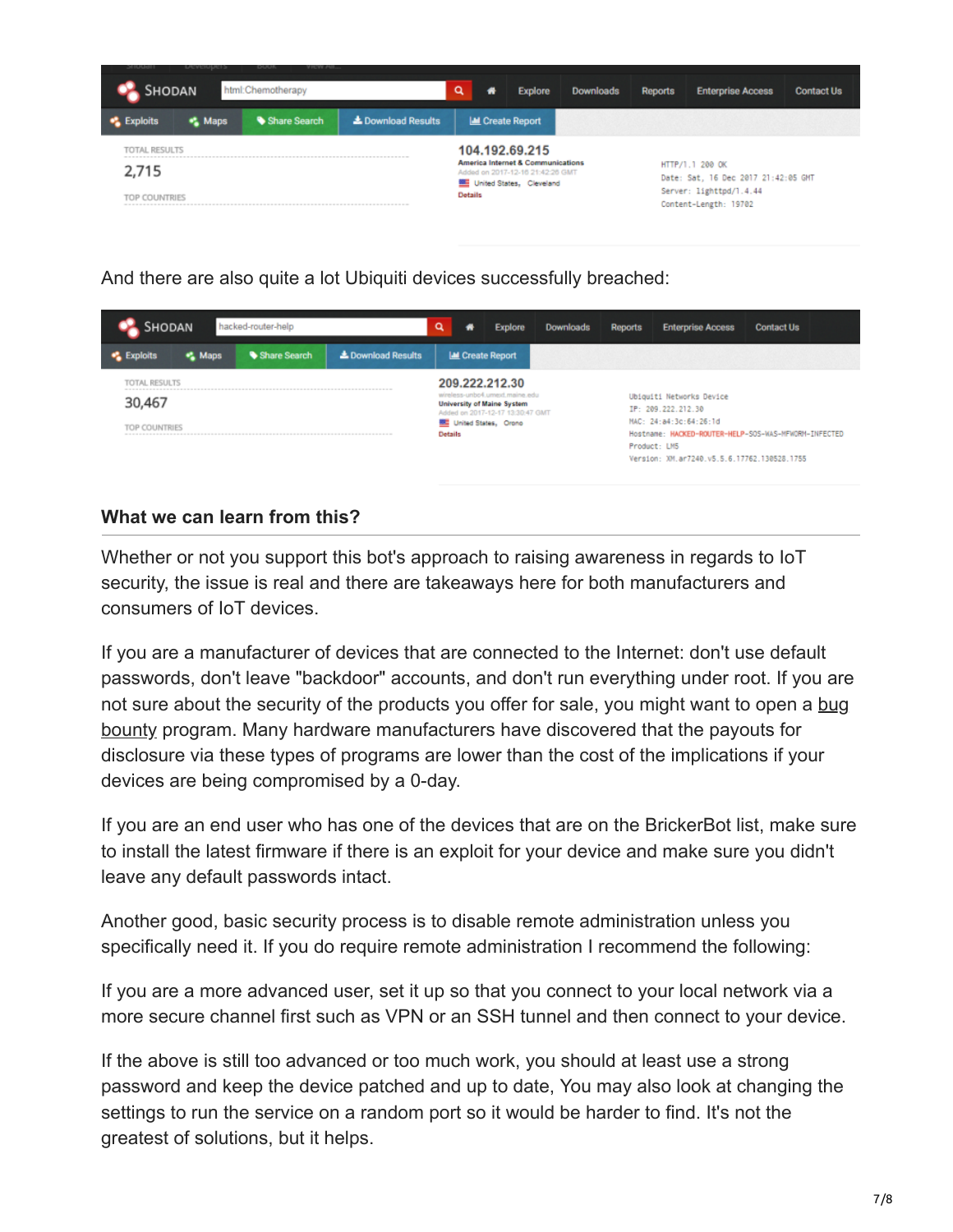And there are also quite a lot Ubiquiti devices successfully breached:

### What we can learn from this?

Whether or not you support this bot's approach to raising awareness in regards to IoT security, the issue is real and there are takeaways here for both manufacturers and consumers of IoT devices.

If you are a manufacturer of devices that are connected to the Internet: don't use default passwords, don't leave "backdoor" accounts, and don't run everything under root. If you are not sure about the security of the products you offer for sale, you might want to open a bug bounty program. Many hardware manufacturers have discovered that the payouts for disclosure via these types of programs are lower than the cost of the implications if your devices are being compromised by a 0-day.

If you are an end user who has one of the devices that are on the BrickerBot list, make sure to install the latest firmware if there is an exploit for your device and make sure you didn't leave any default passwords intact.

Another good, basic security process is to disable remote administration unless you specifically need it. If you do require remote administration I recommend the following:

If you are a more advanced user, set it up so that you connect to your local network via a more secure channel first such as VPN or an SSH tunnel and then connect to your device.

If the above is still too advanced or too much work, you should at least use a strong password and keep the device patched and up to date, You may also look at changing the settings to run the service on a random port so it would be harder to find. It's not the greatest of solutions, but it helps.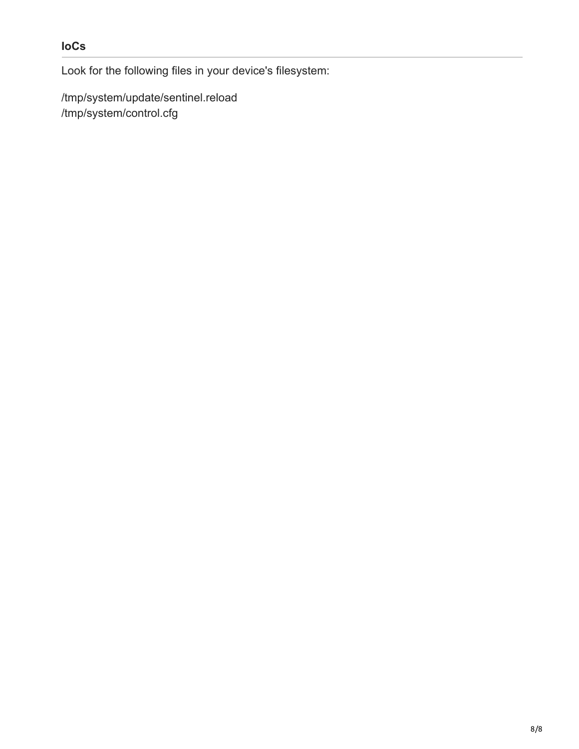### IoCs

Look for the following files in your device's filesystem:

/tmp/system/update/sentinel.reload
/tmp/system/control.cfg